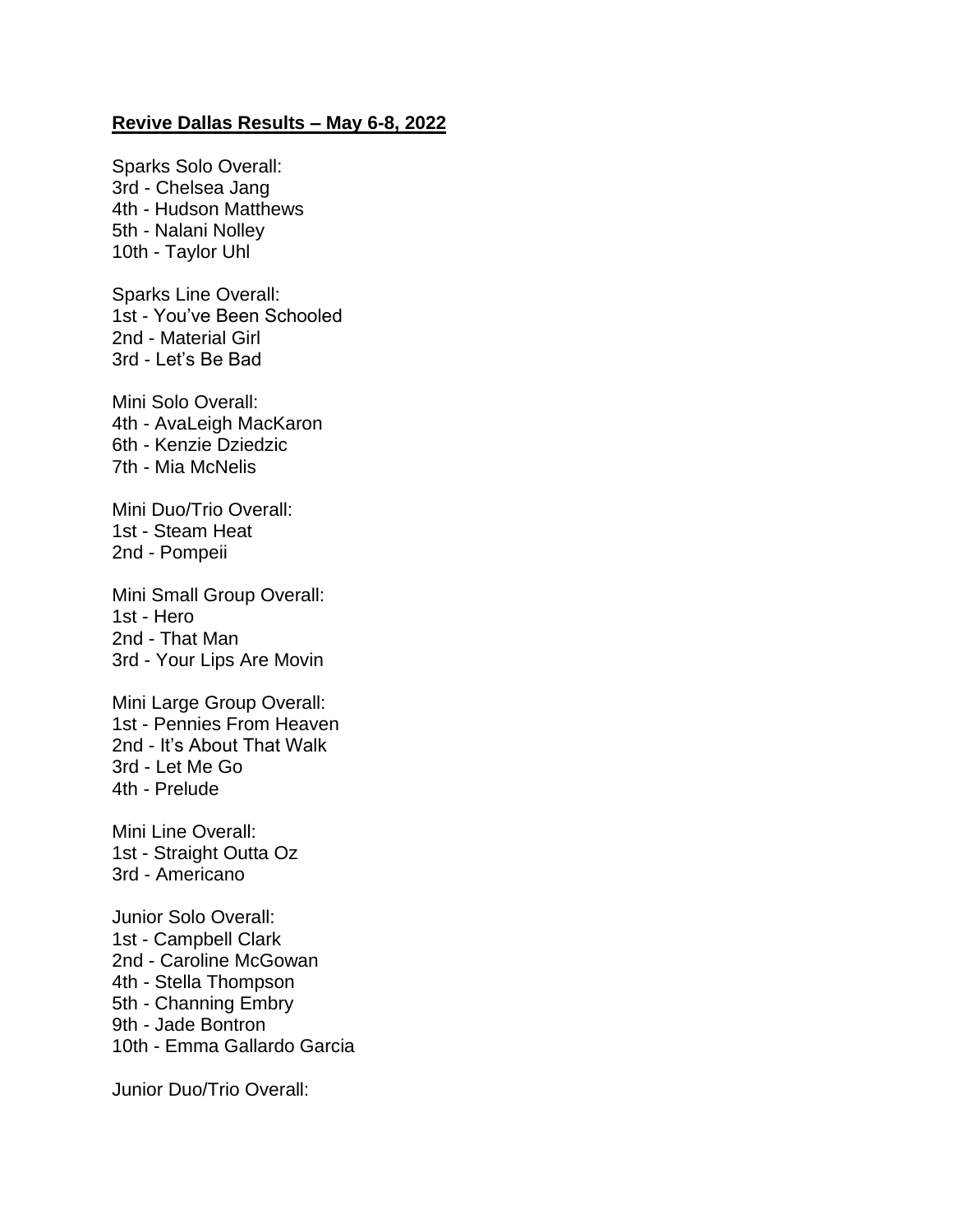**Revive Dallas Results – May 6-8, 2022**

Sparks Solo Overall:
3rd - Chelsea Jang
4th - Hudson Matthews
5th - Nalani Nolley
10th - Taylor Uhl

Sparks Line Overall:
1st - You've Been Schooled
2nd - Material Girl
3rd - Let's Be Bad

Mini Solo Overall:
4th - AvaLeigh MacKaron
6th - Kenzie Dziedzic
7th - Mia McNelis

Mini Duo/Trio Overall:
1st - Steam Heat
2nd - Pompeii

Mini Small Group Overall:
1st - Hero
2nd - That Man
3rd - Your Lips Are Movin

Mini Large Group Overall:
1st - Pennies From Heaven
2nd - It's About That Walk
3rd - Let Me Go
4th - Prelude

Mini Line Overall:
1st - Straight Outta Oz
3rd - Americano

Junior Solo Overall:
1st - Campbell Clark
2nd - Caroline McGowan
4th - Stella Thompson
5th - Channing Embry
9th - Jade Bontron
10th - Emma Gallardo Garcia

Junior Duo/Trio Overall: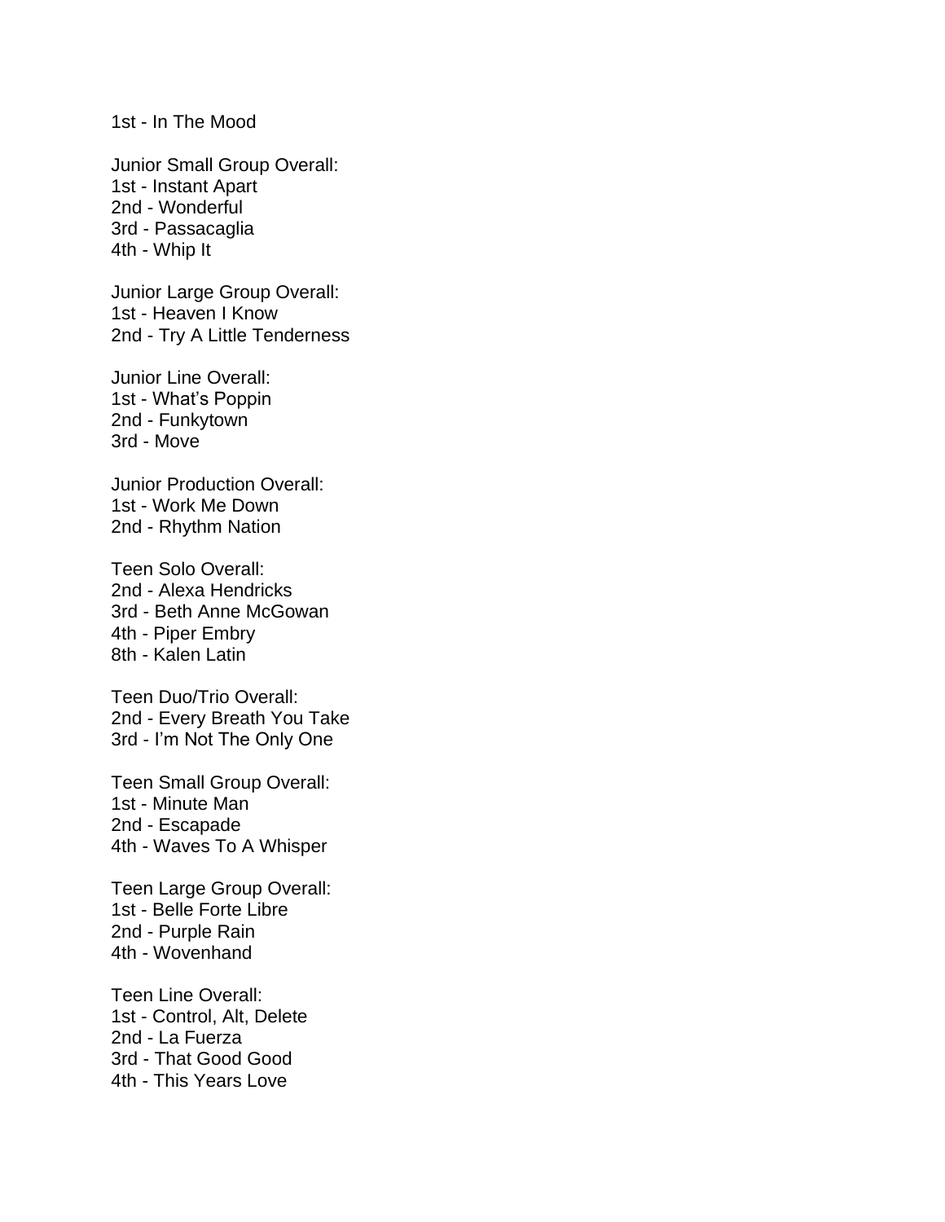1st - In The Mood

Junior Small Group Overall:
1st - Instant Apart
2nd - Wonderful
3rd - Passacaglia
4th - Whip It

Junior Large Group Overall:
1st - Heaven I Know
2nd - Try A Little Tenderness

Junior Line Overall:
1st - What's Poppin
2nd - Funkytown
3rd - Move

Junior Production Overall:
1st - Work Me Down
2nd - Rhythm Nation

Teen Solo Overall:
2nd - Alexa Hendricks
3rd - Beth Anne McGowan
4th - Piper Embry
8th - Kalen Latin

Teen Duo/Trio Overall:
2nd - Every Breath You Take
3rd - I'm Not The Only One

Teen Small Group Overall:
1st - Minute Man
2nd - Escapade
4th - Waves To A Whisper

Teen Large Group Overall:
1st - Belle Forte Libre
2nd - Purple Rain
4th - Wovenhand

Teen Line Overall:
1st - Control, Alt, Delete
2nd - La Fuerza
3rd - That Good Good
4th - This Years Love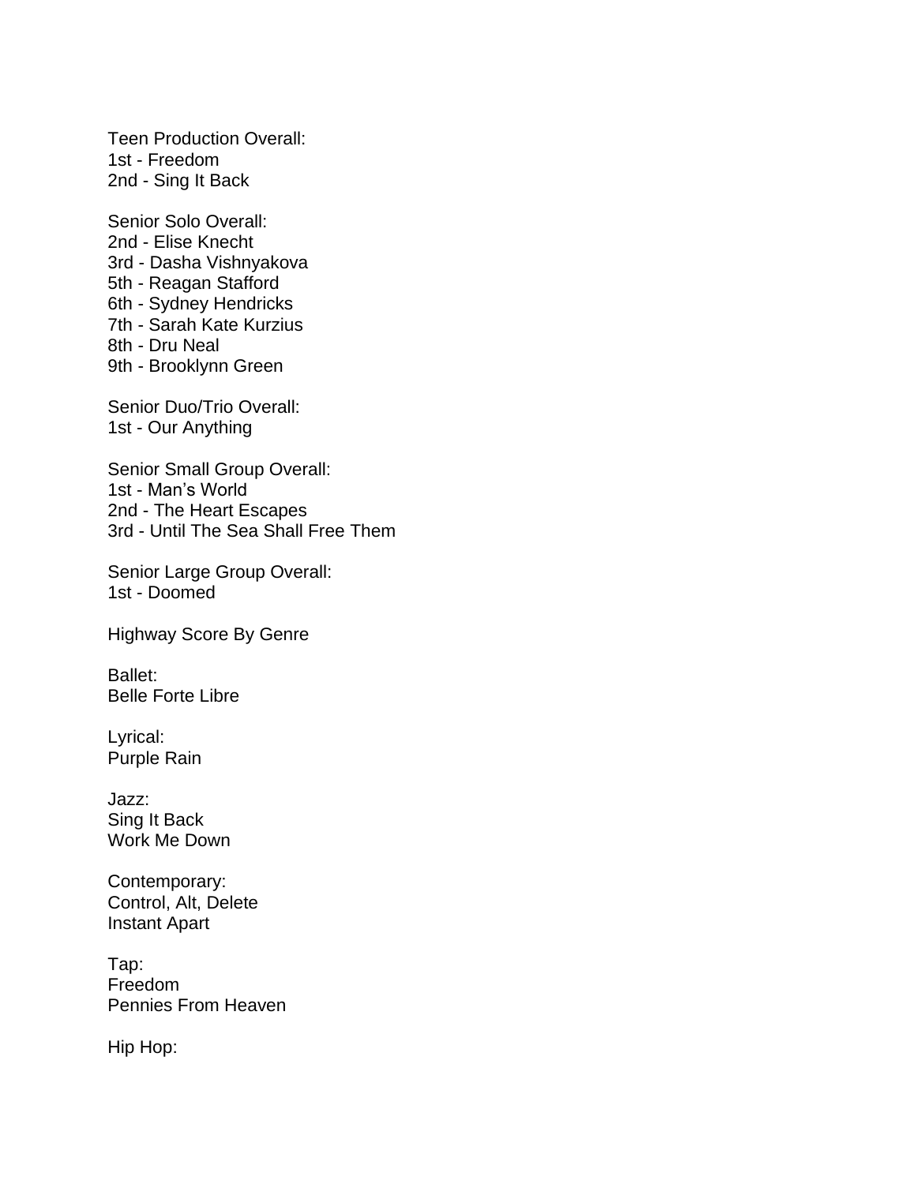Teen Production Overall:
1st - Freedom
2nd - Sing It Back

Senior Solo Overall:
2nd - Elise Knecht
3rd - Dasha Vishnyakova
5th - Reagan Stafford
6th - Sydney Hendricks
7th - Sarah Kate Kurzius
8th - Dru Neal
9th - Brooklynn Green

Senior Duo/Trio Overall:
1st - Our Anything

Senior Small Group Overall:
1st - Man's World
2nd - The Heart Escapes
3rd - Until The Sea Shall Free Them

Senior Large Group Overall:
1st - Doomed

Highway Score By Genre

Ballet:
Belle Forte Libre

Lyrical:
Purple Rain

Jazz:
Sing It Back
Work Me Down

Contemporary:
Control, Alt, Delete
Instant Apart

Tap:
Freedom
Pennies From Heaven

Hip Hop: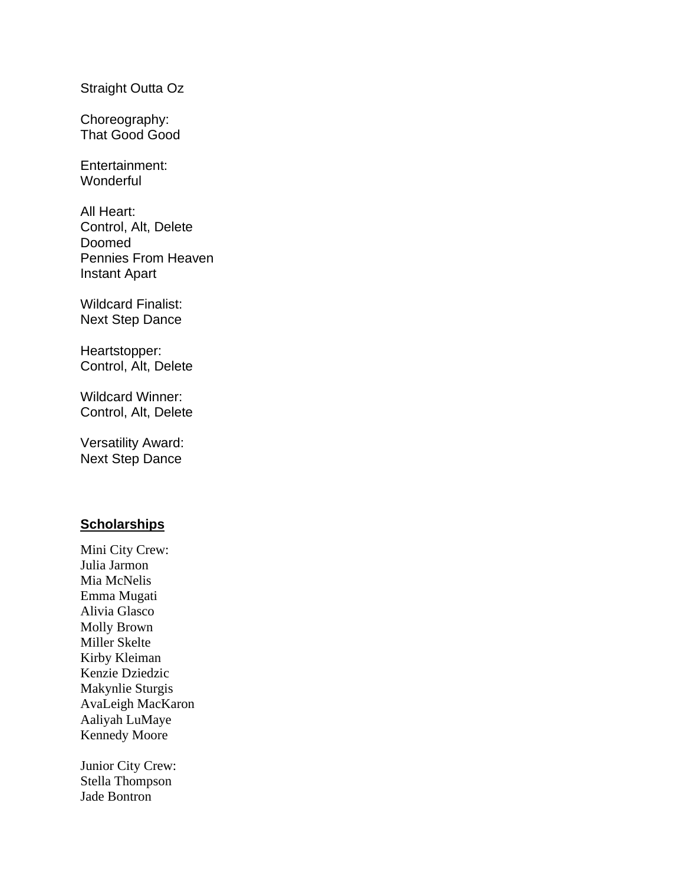Straight Outta Oz

Choreography:
That Good Good

Entertainment:
Wonderful

All Heart:
Control, Alt, Delete
Doomed
Pennies From Heaven
Instant Apart

Wildcard Finalist:
Next Step Dance

Heartstopper:
Control, Alt, Delete

Wildcard Winner:
Control, Alt, Delete

Versatility Award:
Next Step Dance

## **Scholarships**

Mini City Crew:
Julia Jarmon
Mia McNelis
Emma Mugati
Alivia Glasco
Molly Brown
Miller Skelte
Kirby Kleiman
Kenzie Dziedzic
Makynlie Sturgis
AvaLeigh MacKaron
Aaliyah LuMaye
Kennedy Moore

Junior City Crew:
Stella Thompson
Jade Bontron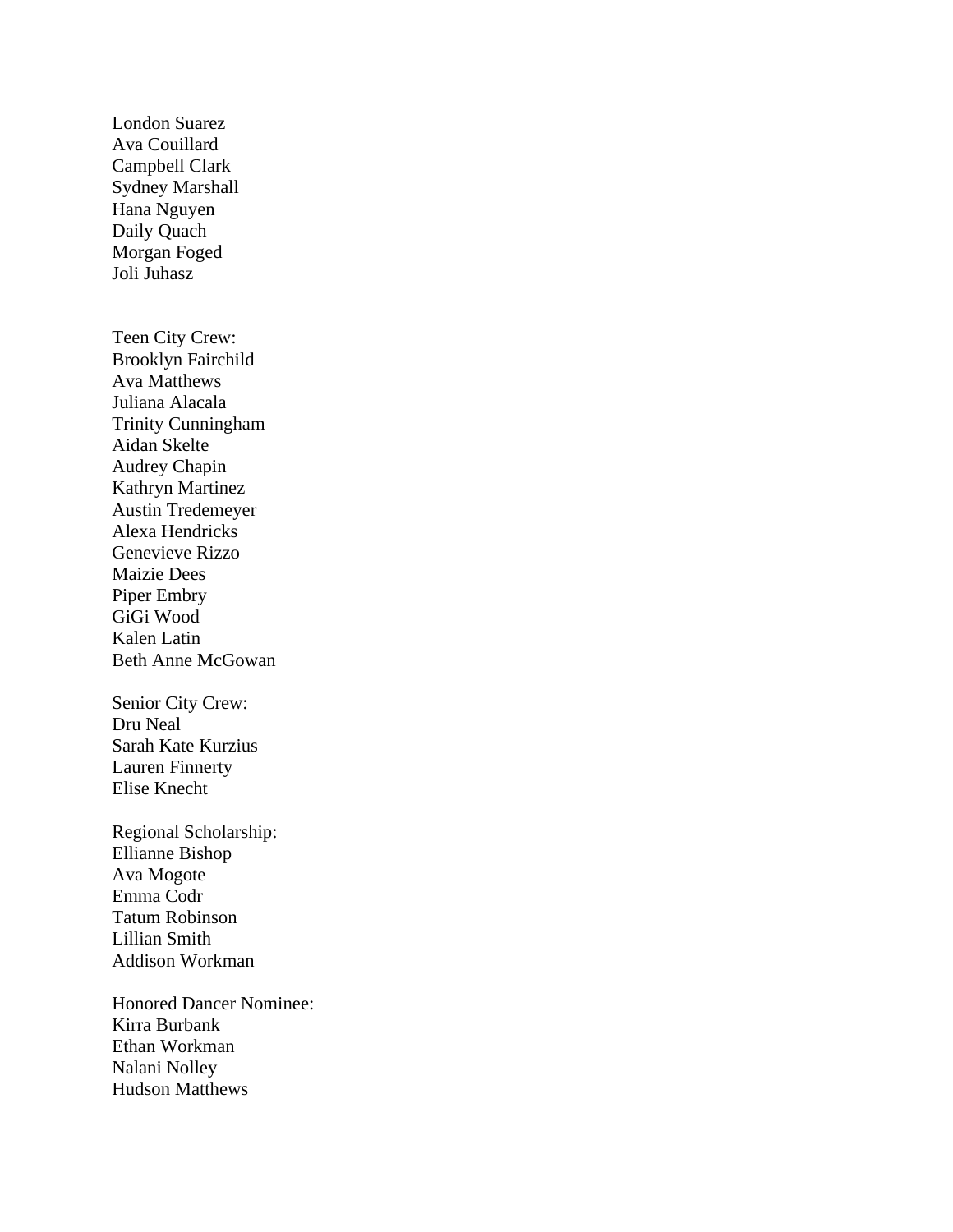London Suarez
Ava Couillard
Campbell Clark
Sydney Marshall
Hana Nguyen
Daily Quach
Morgan Foged
Joli Juhasz

Teen City Crew:
Brooklyn Fairchild
Ava Matthews
Juliana Alacala
Trinity Cunningham
Aidan Skelte
Audrey Chapin
Kathryn Martinez
Austin Tredemeyer
Alexa Hendricks
Genevieve Rizzo
Maizie Dees
Piper Embry
GiGi Wood
Kalen Latin
Beth Anne McGowan

Senior City Crew:
Dru Neal
Sarah Kate Kurzius
Lauren Finnerty
Elise Knecht

Regional Scholarship:
Ellianne Bishop
Ava Mogote
Emma Codr
Tatum Robinson
Lillian Smith
Addison Workman

Honored Dancer Nominee:
Kirra Burbank
Ethan Workman
Nalani Nolley
Hudson Matthews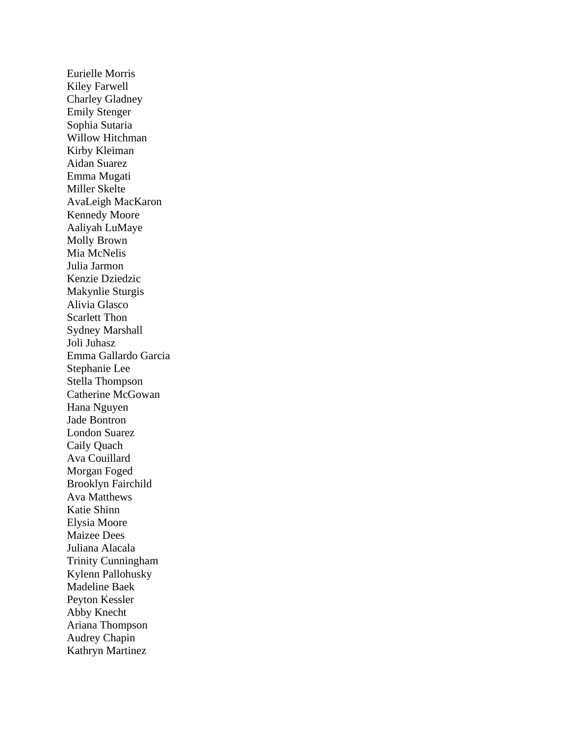Eurielle Morris
Kiley Farwell
Charley Gladney
Emily Stenger
Sophia Sutaria
Willow Hitchman
Kirby Kleiman
Aidan Suarez
Emma Mugati
Miller Skelte
AvaLeigh MacKaron
Kennedy Moore
Aaliyah LuMaye
Molly Brown
Mia McNelis
Julia Jarmon
Kenzie Dziedzic
Makynlie Sturgis
Alivia Glasco
Scarlett Thon
Sydney Marshall
Joli Juhasz
Emma Gallardo Garcia
Stephanie Lee
Stella Thompson
Catherine McGowan
Hana Nguyen
Jade Bontron
London Suarez
Caily Quach
Ava Couillard
Morgan Foged
Brooklyn Fairchild
Ava Matthews
Katie Shinn
Elysia Moore
Maizee Dees
Juliana Alacala
Trinity Cunningham
Kylenn Pallohusky
Madeline Baek
Peyton Kessler
Abby Knecht
Ariana Thompson
Audrey Chapin
Kathryn Martinez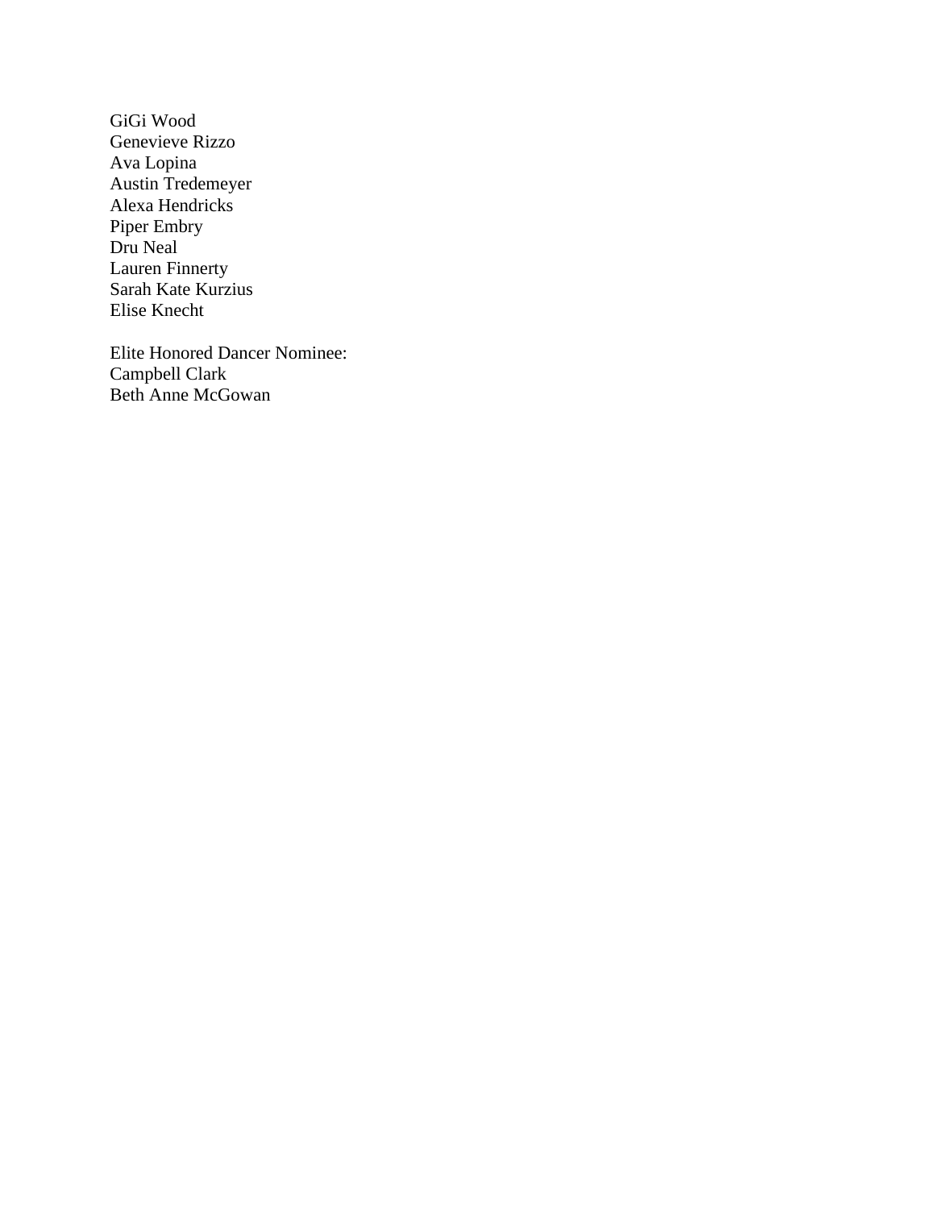GiGi Wood
Genevieve Rizzo
Ava Lopina
Austin Tredemeyer
Alexa Hendricks
Piper Embry
Dru Neal
Lauren Finnerty
Sarah Kate Kurzius
Elise Knecht

Elite Honored Dancer Nominee:
Campbell Clark
Beth Anne McGowan